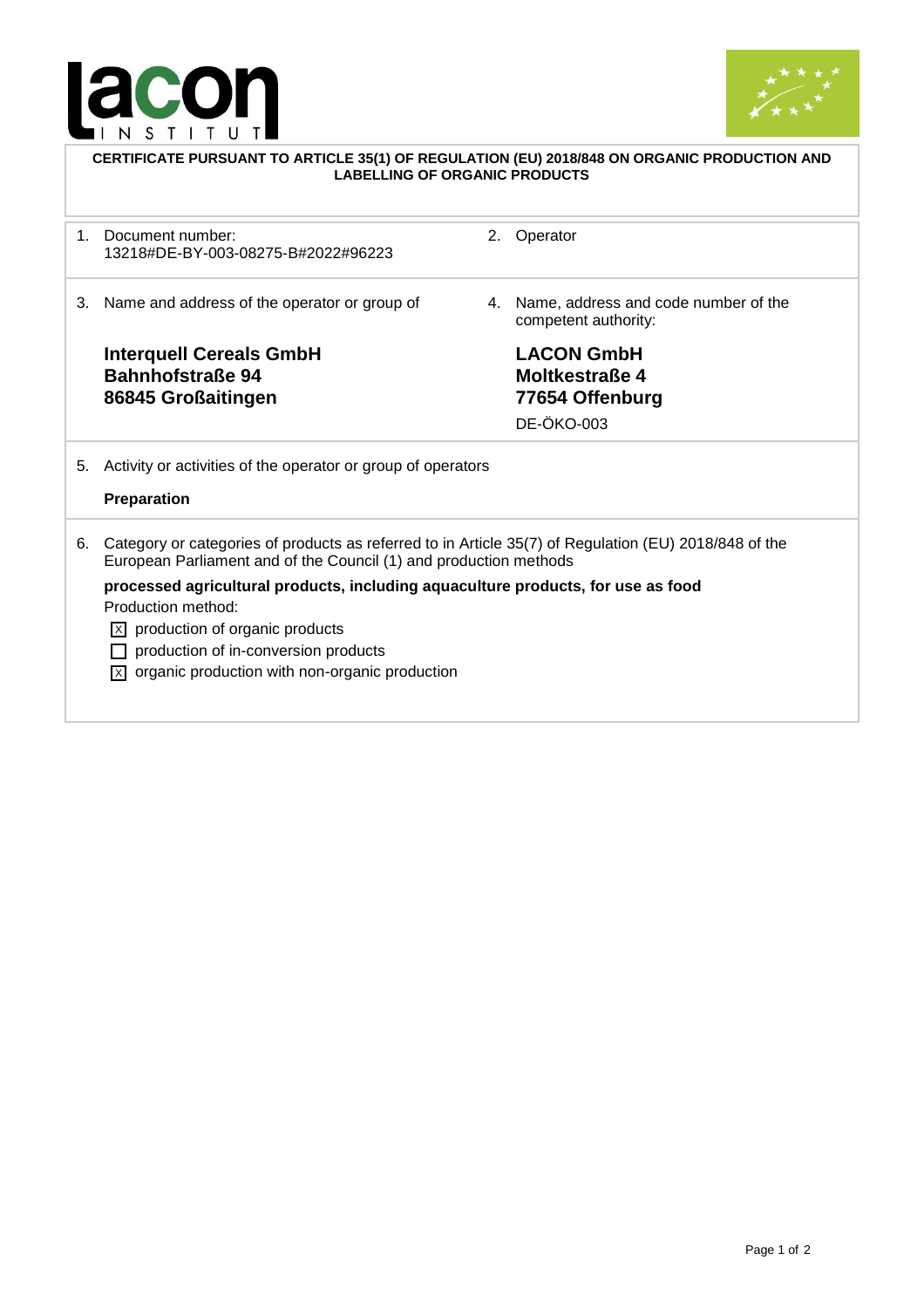**CERTIFICATE PURSUANT TO ARTICLE 35(1) OF REGULATION (EU) 2018/848 ON ORGANIC PRODUCTION AND LABELLING OF ORGANIC PRODUCTS**

| | |
|---|---|
| 1. Document number: 13218#DE-BY-003-08275-B#2022#96223 | 2. Operator |
| 3. Name and address of the operator or group of<br><br>**Interquell Cereals GmbH**<br>**Bahnhofstraße 94**<br>**86845 Großaitingen** | 4. Name, address and code number of the competent authority:<br><br>**LACON GmbH**<br>**Moltkestraße 4**<br>**77654 Offenburg**<br>DE-ÖKO-003 |

5. Activity or activities of the operator or group of operators

**Preparation**

6. Category or categories of products as referred to in Article 35(7) of Regulation (EU) 2018/848 of the European Parliament and of the Council (1) and production methods

**processed agricultural products, including aquaculture products, for use as food**

Production method:

- [x] production of organic products
- [ ] production of in-conversion products
- [x] organic production with non-organic production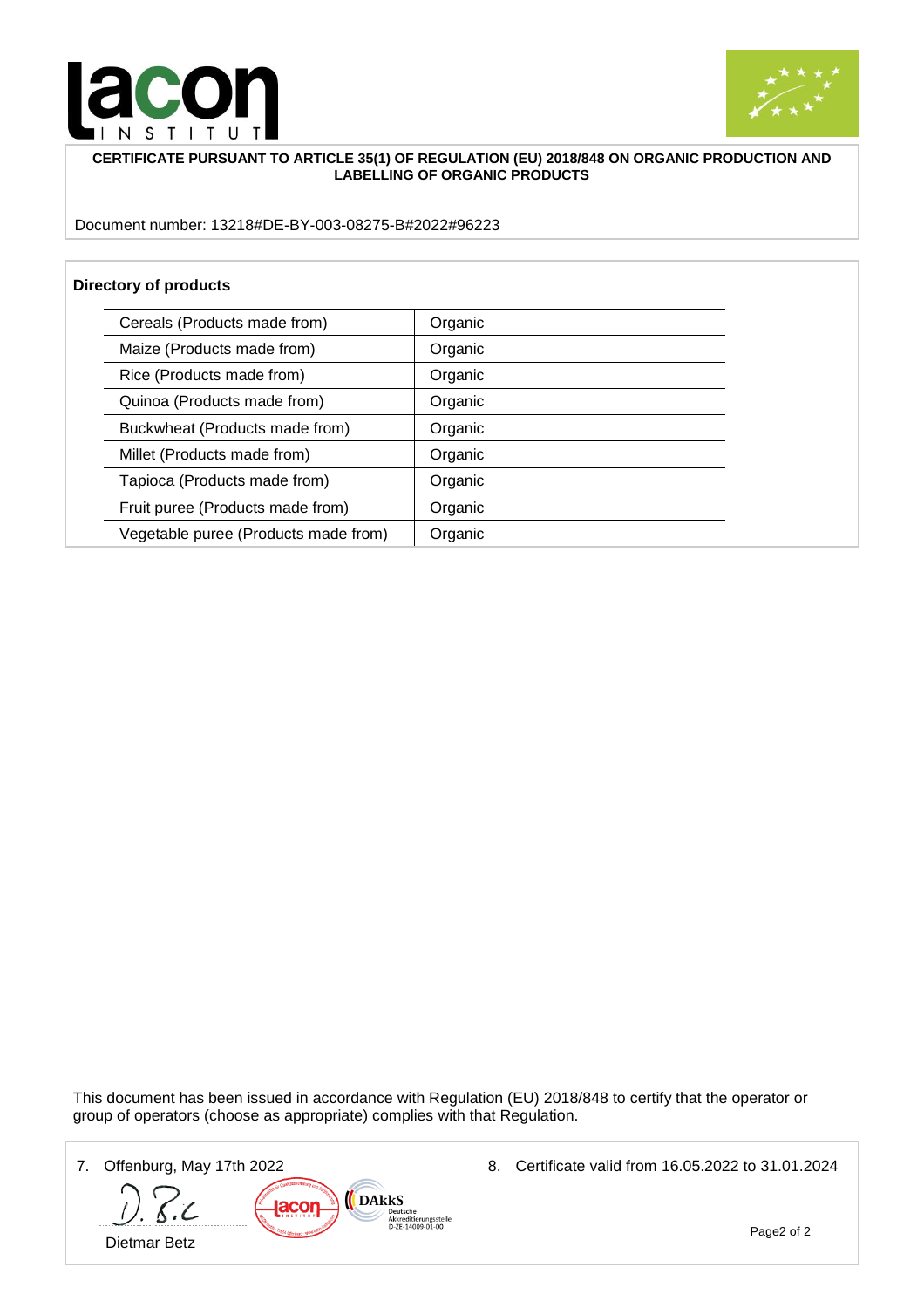**CERTIFICATE PURSUANT TO ARTICLE 35(1) OF REGULATION (EU) 2018/848 ON ORGANIC PRODUCTION AND LABELLING OF ORGANIC PRODUCTS**

Document number: 13218#DE-BY-003-08275-B#2022#96223

**Directory of products**

| | |
|---|---|
| Cereals (Products made from) | Organic |
| Maize (Products made from) | Organic |
| Rice (Products made from) | Organic |
| Quinoa (Products made from) | Organic |
| Buckwheat (Products made from) | Organic |
| Millet (Products made from) | Organic |
| Tapioca (Products made from) | Organic |
| Fruit puree (Products made from) | Organic |
| Vegetable puree (Products made from) | Organic |

This document has been issued in accordance with Regulation (EU) 2018/848 to certify that the operator or group of operators (choose as appropriate) complies with that Regulation.

7. Offenburg, May 17th 2022

Dietmar Betz

8. Certificate valid from 16.05.2022 to 31.01.2024